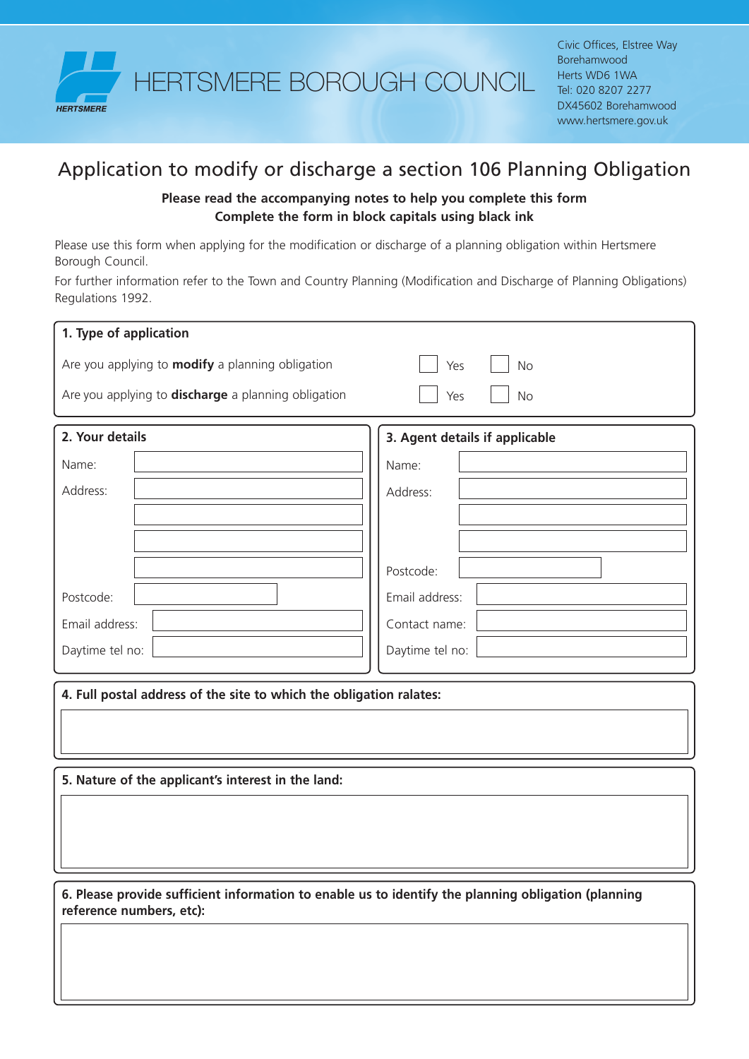HERTSMERE BOROUGH COUNCIL

Civic Offices, Elstree Way
Borehamwood
Herts WD6 1WA
Tel: 020 8207 2277
DX45602 Borehamwood
www.hertsmere.gov.uk

# Application to modify or discharge a section 106 Planning Obligation

**Please read the accompanying notes to help you complete this form**
**Complete the form in block capitals using black ink**

Please use this form when applying for the modification or discharge of a planning obligation within Hertsmere Borough Council.

For further information refer to the Town and Country Planning (Modification and Discharge of Planning Obligations) Regulations 1992.

## 1. Type of application

Are you applying to **modify** a planning obligation ☐ Yes ☐ No

Are you applying to **discharge** a planning obligation ☐ Yes ☐ No

## 2. Your details

Name:

Address:

Postcode:

Email address:

Daytime tel no:

## 3. Agent details if applicable

Name:

Address:

Postcode:

Email address:

Contact name:

Daytime tel no:

## 4. Full postal address of the site to which the obligation ralates:

## 5. Nature of the applicant's interest in the land:

## 6. Please provide sufficient information to enable us to identify the planning obligation (planning reference numbers, etc):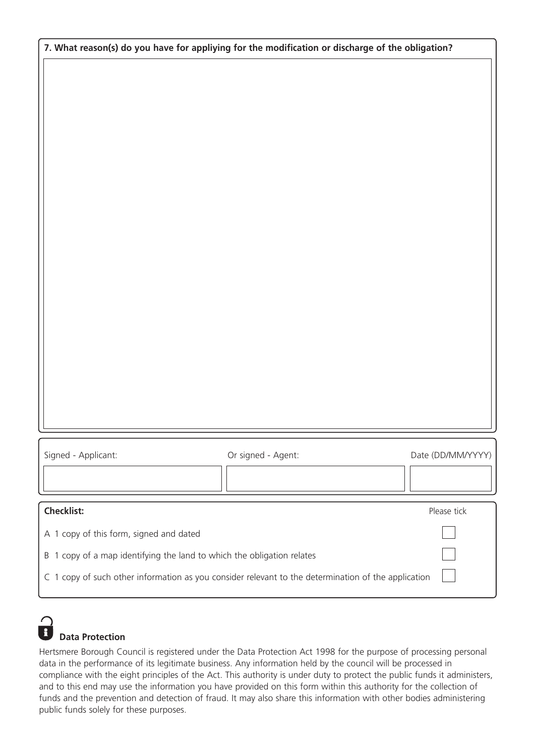**7. What reason(s) do you have for appliying for the modification or discharge of the obligation?**

| Signed - Applicant: | Or signed - Agent: | Date (DD/MM/YYYY) |
|---|---|---|
| | | |

| **Checklist:** | Please tick |
|---|---|
| A 1 copy of this form, signed and dated | |
| B 1 copy of a map identifying the land to which the obligation relates | |
| C 1 copy of such other information as you consider relevant to the determination of the application | |

## Data Protection

Hertsmere Borough Council is registered under the Data Protection Act 1998 for the purpose of processing personal data in the performance of its legitimate business. Any information held by the council will be processed in compliance with the eight principles of the Act. This authority is under duty to protect the public funds it administers, and to this end may use the information you have provided on this form within this authority for the collection of funds and the prevention and detection of fraud. It may also share this information with other bodies administering public funds solely for these purposes.